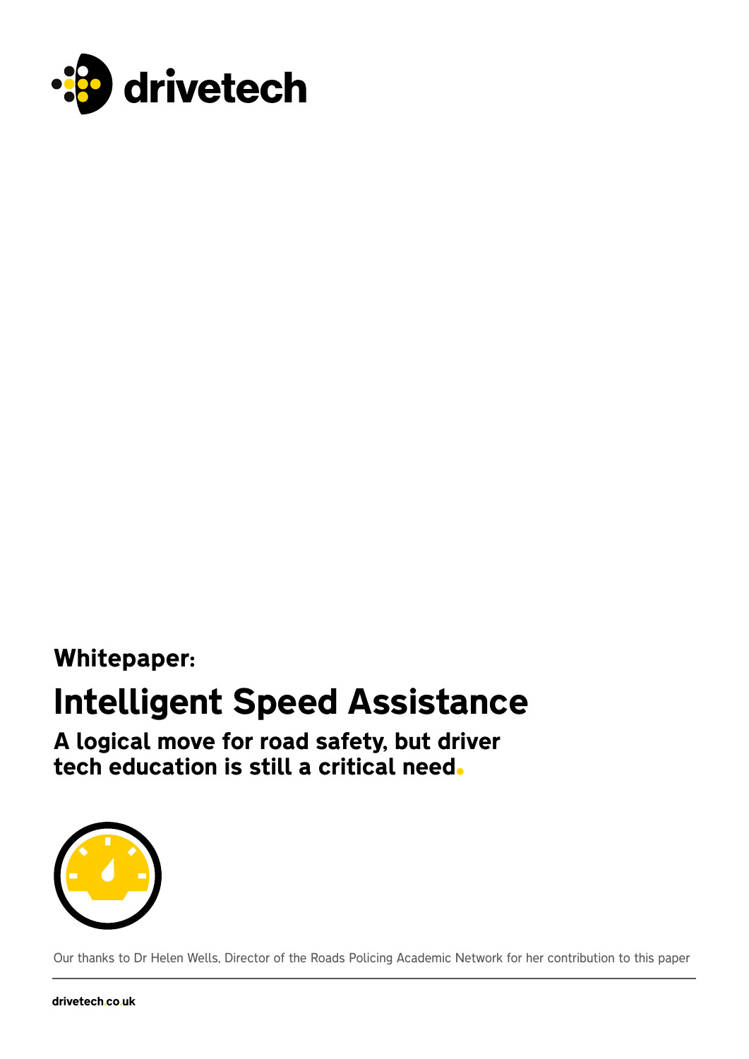drivetech

**Whitepaper:**

# Intelligent Speed Assistance

## A logical move for road safety, but driver tech education is still a critical need.

Our thanks to Dr Helen Wells, Director of the Roads Policing Academic Network for her contribution to this paper

drivetech.co.uk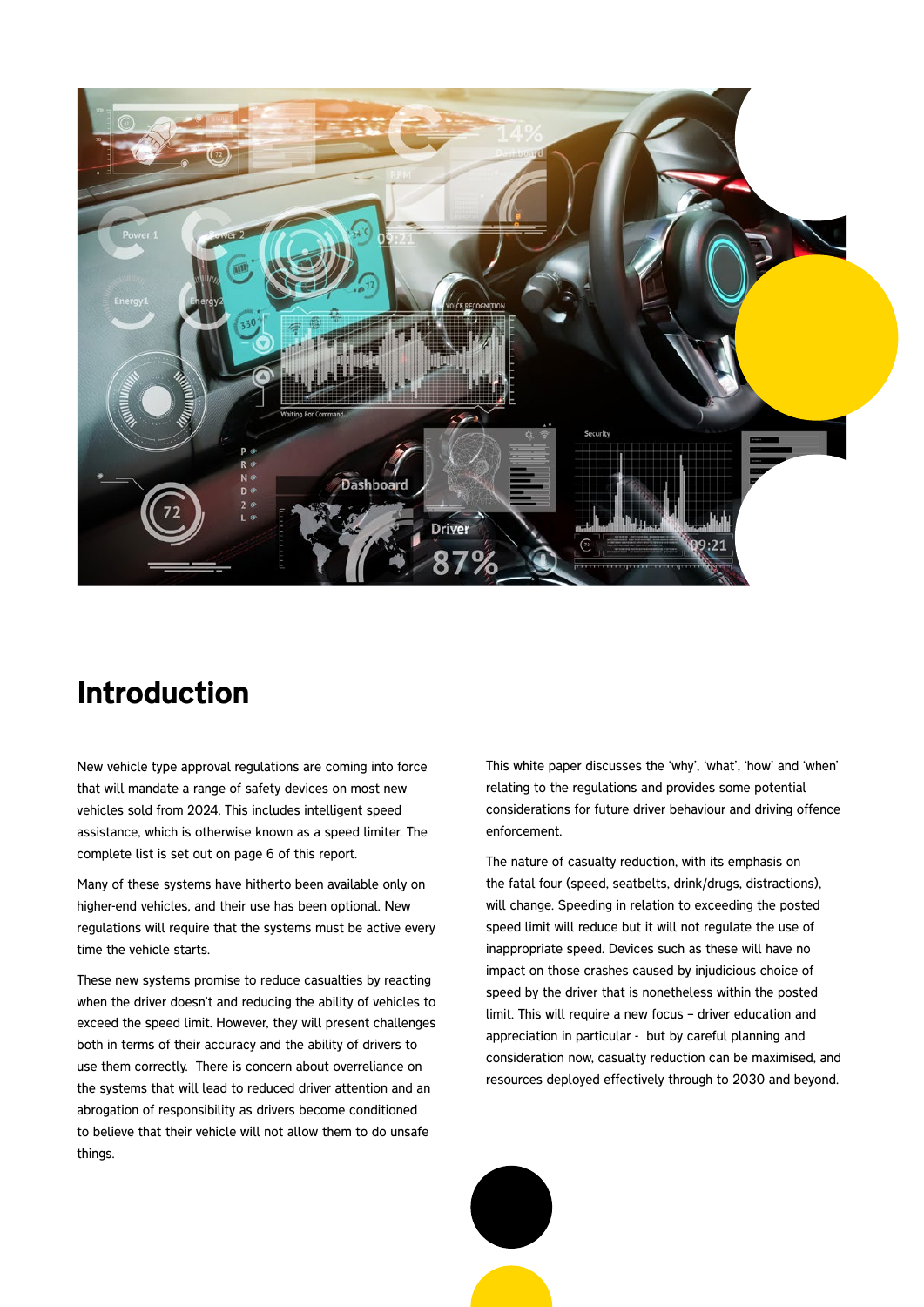# Introduction

New vehicle type approval regulations are coming into force that will mandate a range of safety devices on most new vehicles sold from 2024. This includes intelligent speed assistance, which is otherwise known as a speed limiter. The complete list is set out on page 6 of this report.

Many of these systems have hitherto been available only on higher-end vehicles, and their use has been optional. New regulations will require that the systems must be active every time the vehicle starts.

These new systems promise to reduce casualties by reacting when the driver doesn't and reducing the ability of vehicles to exceed the speed limit. However, they will present challenges both in terms of their accuracy and the ability of drivers to use them correctly. There is concern about overreliance on the systems that will lead to reduced driver attention and an abrogation of responsibility as drivers become conditioned to believe that their vehicle will not allow them to do unsafe things.

This white paper discusses the 'why', 'what', 'how' and 'when' relating to the regulations and provides some potential considerations for future driver behaviour and driving offence enforcement.

The nature of casualty reduction, with its emphasis on the fatal four (speed, seatbelts, drink/drugs, distractions), will change. Speeding in relation to exceeding the posted speed limit will reduce but it will not regulate the use of inappropriate speed. Devices such as these will have no impact on those crashes caused by injudicious choice of speed by the driver that is nonetheless within the posted limit. This will require a new focus – driver education and appreciation in particular - but by careful planning and consideration now, casualty reduction can be maximised, and resources deployed effectively through to 2030 and beyond.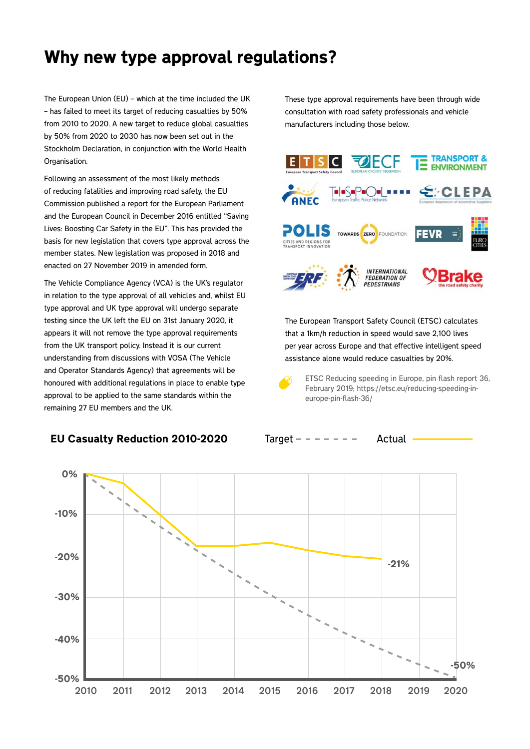# Why new type approval regulations?

The European Union (EU) – which at the time included the UK – has failed to meet its target of reducing casualties by 50% from 2010 to 2020. A new target to reduce global casualties by 50% from 2020 to 2030 has now been set out in the Stockholm Declaration, in conjunction with the World Health Organisation.

Following an assessment of the most likely methods of reducing fatalities and improving road safety, the EU Commission published a report for the European Parliament and the European Council in December 2016 entitled "Saving Lives: Boosting Car Safety in the EU". This has provided the basis for new legislation that covers type approval across the member states. New legislation was proposed in 2018 and enacted on 27 November 2019 in amended form.

The Vehicle Compliance Agency (VCA) is the UK's regulator in relation to the type approval of all vehicles and, whilst EU type approval and UK type approval will undergo separate testing since the UK left the EU on 31st January 2020, it appears it will not remove the type approval requirements from the UK transport policy. Instead it is our current understanding from discussions with VOSA (The Vehicle and Operator Standards Agency) that agreements will be honoured with additional regulations in place to enable type approval to be applied to the same standards within the remaining 27 EU members and the UK.

These type approval requirements have been through wide consultation with road safety professionals and vehicle manufacturers including those below.

The European Transport Safety Council (ETSC) calculates that a 1km/h reduction in speed would save 2,100 lives per year across Europe and that effective intelligent speed assistance alone would reduce casualties by 20%.

ETSC Reducing speeding in Europe, pin flash report 36, February 2019; https://etsc.eu/reducing-speeding-in-europe-pin-flash-36/

## EU Casualty Reduction 2010-2020

Target - - - - - - - Actual ———

| Year | Target | Actual |
|---|---|---|
| 2010 | 0% | 0% |
| 2018 | | -21% |
| 2020 | -50% | |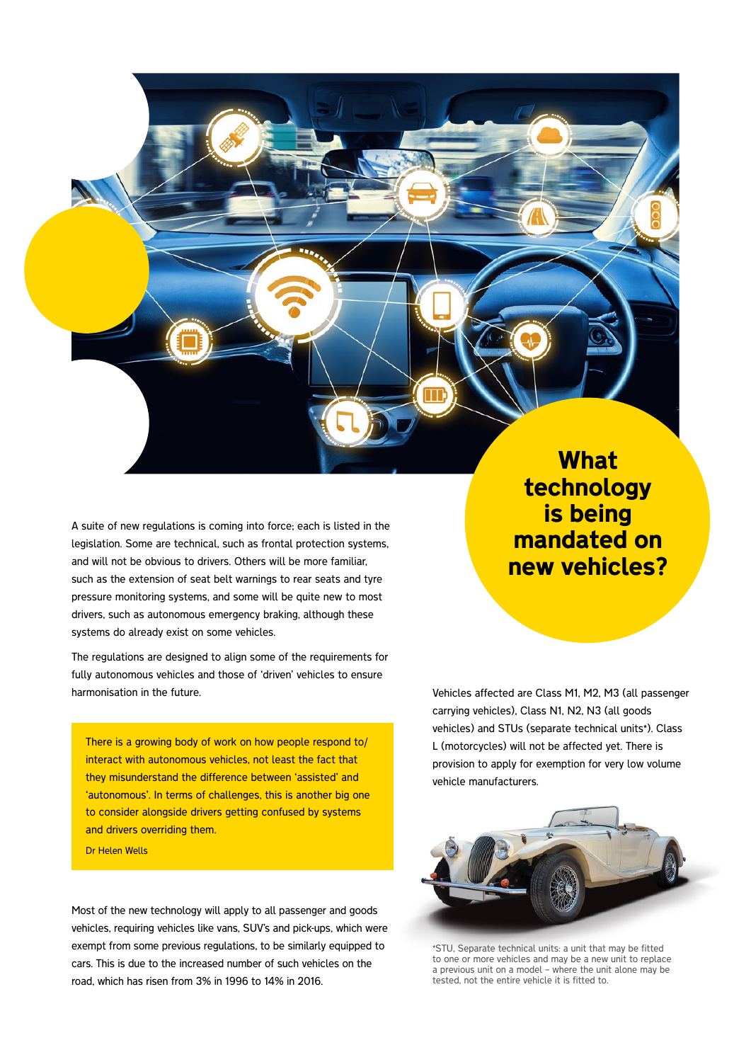# What technology is being mandated on new vehicles?

A suite of new regulations is coming into force; each is listed in the legislation. Some are technical, such as frontal protection systems, and will not be obvious to drivers. Others will be more familiar, such as the extension of seat belt warnings to rear seats and tyre pressure monitoring systems, and some will be quite new to most drivers, such as autonomous emergency braking, although these systems do already exist on some vehicles.

The regulations are designed to align some of the requirements for fully autonomous vehicles and those of 'driven' vehicles to ensure harmonisation in the future.

> There is a growing body of work on how people respond to/interact with autonomous vehicles, not least the fact that they misunderstand the difference between 'assisted' and 'autonomous'. In terms of challenges, this is another big one to consider alongside drivers getting confused by systems and drivers overriding them.
>
> Dr Helen Wells

Most of the new technology will apply to all passenger and goods vehicles, requiring vehicles like vans, SUV's and pick-ups, which were exempt from some previous regulations, to be similarly equipped to cars. This is due to the increased number of such vehicles on the road, which has risen from 3% in 1996 to 14% in 2016.

Vehicles affected are Class M1, M2, M3 (all passenger carrying vehicles), Class N1, N2, N3 (all goods vehicles) and STUs (separate technical units*). Class L (motorcycles) will not be affected yet. There is provision to apply for exemption for very low volume vehicle manufacturers.

*STU, Separate technical units: a unit that may be fitted to one or more vehicles and may be a new unit to replace a previous unit on a model – where the unit alone may be tested, not the entire vehicle it is fitted to.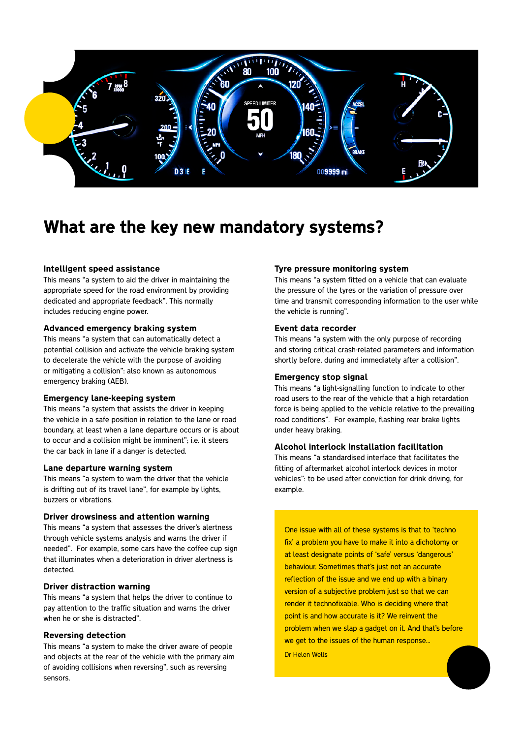# What are the key new mandatory systems?

### Intelligent speed assistance

This means "a system to aid the driver in maintaining the appropriate speed for the road environment by providing dedicated and appropriate feedback". This normally includes reducing engine power.

### Advanced emergency braking system

This means "a system that can automatically detect a potential collision and activate the vehicle braking system to decelerate the vehicle with the purpose of avoiding or mitigating a collision": also known as autonomous emergency braking (AEB).

### Emergency lane-keeping system

This means "a system that assists the driver in keeping the vehicle in a safe position in relation to the lane or road boundary, at least when a lane departure occurs or is about to occur and a collision might be imminent"; i.e. it steers the car back in lane if a danger is detected.

### Lane departure warning system

This means "a system to warn the driver that the vehicle is drifting out of its travel lane", for example by lights, buzzers or vibrations.

### Driver drowsiness and attention warning

This means "a system that assesses the driver's alertness through vehicle systems analysis and warns the driver if needed". For example, some cars have the coffee cup sign that illuminates when a deterioration in driver alertness is detected.

### Driver distraction warning

This means "a system that helps the driver to continue to pay attention to the traffic situation and warns the driver when he or she is distracted".

### Reversing detection

This means "a system to make the driver aware of people and objects at the rear of the vehicle with the primary aim of avoiding collisions when reversing", such as reversing sensors.

### Tyre pressure monitoring system

This means "a system fitted on a vehicle that can evaluate the pressure of the tyres or the variation of pressure over time and transmit corresponding information to the user while the vehicle is running".

### Event data recorder

This means "a system with the only purpose of recording and storing critical crash-related parameters and information shortly before, during and immediately after a collision".

### Emergency stop signal

This means "a light-signalling function to indicate to other road users to the rear of the vehicle that a high retardation force is being applied to the vehicle relative to the prevailing road conditions". For example, flashing rear brake lights under heavy braking.

### Alcohol interlock installation facilitation

This means "a standardised interface that facilitates the fitting of aftermarket alcohol interlock devices in motor vehicles": to be used after conviction for drink driving, for example.

> One issue with all of these systems is that to 'techno fix' a problem you have to make it into a dichotomy or at least designate points of 'safe' versus 'dangerous' behaviour. Sometimes that's just not an accurate reflection of the issue and we end up with a binary version of a subjective problem just so that we can render it technofixable. Who is deciding where that point is and how accurate is it? We reinvent the problem when we slap a gadget on it. And that's before we get to the issues of the human response...
>
> Dr Helen Wells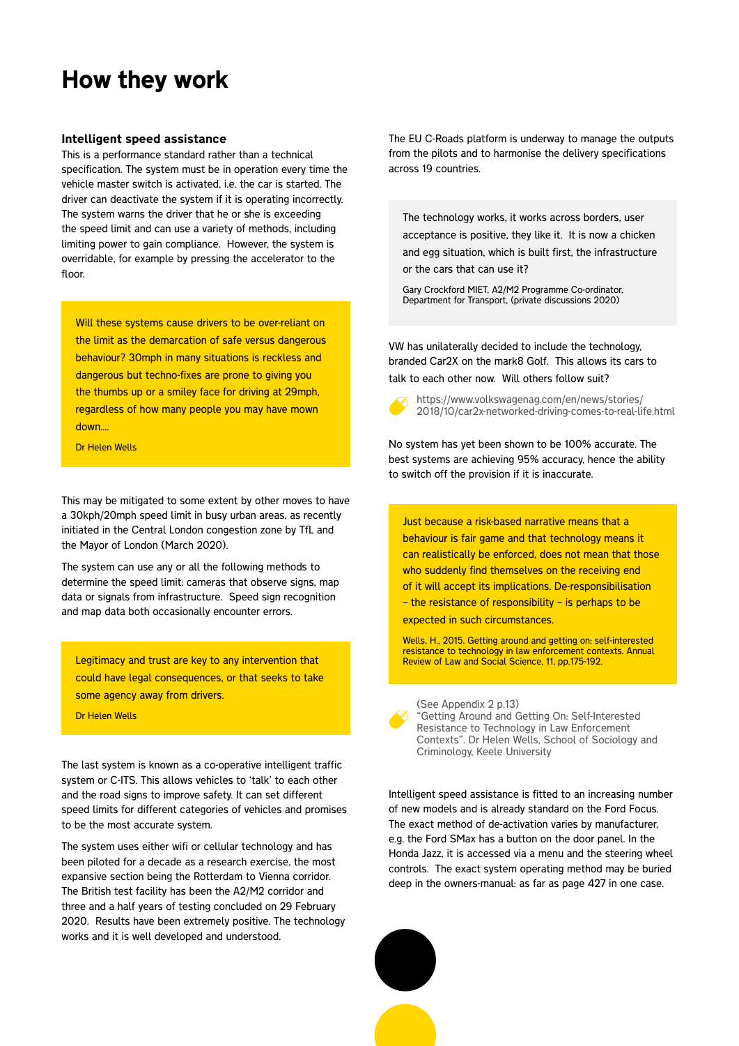# How they work

### Intelligent speed assistance

This is a performance standard rather than a technical specification. The system must be in operation every time the vehicle master switch is activated, i.e. the car is started. The driver can deactivate the system if it is operating incorrectly. The system warns the driver that he or she is exceeding the speed limit and can use a variety of methods, including limiting power to gain compliance. However, the system is overridable, for example by pressing the accelerator to the floor.

> Will these systems cause drivers to be over-reliant on the limit as the demarcation of safe versus dangerous behaviour? 30mph in many situations is reckless and dangerous but techno-fixes are prone to giving you the thumbs up or a smiley face for driving at 29mph, regardless of how many people you may have mown down....
>
> Dr Helen Wells

This may be mitigated to some extent by other moves to have a 30kph/20mph speed limit in busy urban areas, as recently initiated in the Central London congestion zone by TfL and the Mayor of London (March 2020).

The system can use any or all the following methods to determine the speed limit: cameras that observe signs, map data or signals from infrastructure. Speed sign recognition and map data both occasionally encounter errors.

> Legitimacy and trust are key to any intervention that could have legal consequences, or that seeks to take some agency away from drivers.
>
> Dr Helen Wells

The last system is known as a co-operative intelligent traffic system or C-ITS. This allows vehicles to 'talk' to each other and the road signs to improve safety. It can set different speed limits for different categories of vehicles and promises to be the most accurate system.

The system uses either wifi or cellular technology and has been piloted for a decade as a research exercise, the most expansive section being the Rotterdam to Vienna corridor. The British test facility has been the A2/M2 corridor and three and a half years of testing concluded on 29 February 2020. Results have been extremely positive. The technology works and it is well developed and understood.

The EU C-Roads platform is underway to manage the outputs from the pilots and to harmonise the delivery specifications across 19 countries.

> The technology works, it works across borders, user acceptance is positive, they like it. It is now a chicken and egg situation, which is built first, the infrastructure or the cars that can use it?
>
> Gary Crockford MIET, A2/M2 Programme Co-ordinator, Department for Transport, (private discussions 2020)

VW has unilaterally decided to include the technology, branded Car2X on the mark8 Golf. This allows its cars to talk to each other now. Will others follow suit?

https://www.volkswagenag.com/en/news/stories/2018/10/car2x-networked-driving-comes-to-real-life.html

No system has yet been shown to be 100% accurate. The best systems are achieving 95% accuracy, hence the ability to switch off the provision if it is inaccurate.

> Just because a risk-based narrative means that a behaviour is fair game and that technology means it can realistically be enforced, does not mean that those who suddenly find themselves on the receiving end of it will accept its implications. De-responsibilisation – the resistance of responsibility – is perhaps to be expected in such circumstances.
>
> Wells, H., 2015. Getting around and getting on: self-interested resistance to technology in law enforcement contexts. Annual Review of Law and Social Science, 11, pp.175-192.

(See Appendix 2 p.13)
"Getting Around and Getting On: Self-Interested Resistance to Technology in Law Enforcement Contexts". Dr Helen Wells, School of Sociology and Criminology, Keele University

Intelligent speed assistance is fitted to an increasing number of new models and is already standard on the Ford Focus. The exact method of de-activation varies by manufacturer, e.g. the Ford SMax has a button on the door panel. In the Honda Jazz, it is accessed via a menu and the steering wheel controls. The exact system operating method may be buried deep in the owners-manual: as far as page 427 in one case.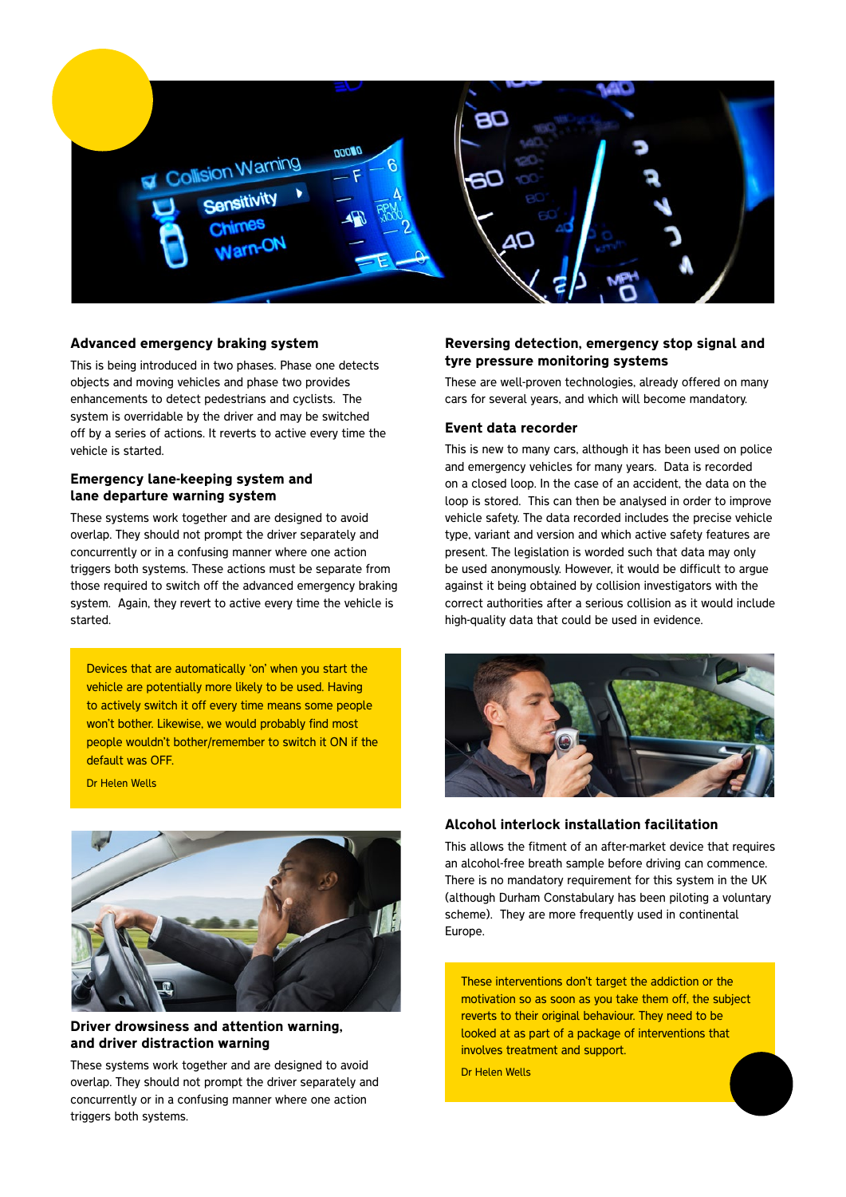### Advanced emergency braking system

This is being introduced in two phases. Phase one detects objects and moving vehicles and phase two provides enhancements to detect pedestrians and cyclists. The system is overridable by the driver and may be switched off by a series of actions. It reverts to active every time the vehicle is started.

### Emergency lane-keeping system and lane departure warning system

These systems work together and are designed to avoid overlap. They should not prompt the driver separately and concurrently or in a confusing manner where one action triggers both systems. These actions must be separate from those required to switch off the advanced emergency braking system. Again, they revert to active every time the vehicle is started.

> Devices that are automatically 'on' when you start the vehicle are potentially more likely to be used. Having to actively switch it off every time means some people won't bother. Likewise, we would probably find most people wouldn't bother/remember to switch it ON if the default was OFF.
>
> Dr Helen Wells

### Driver drowsiness and attention warning, and driver distraction warning

These systems work together and are designed to avoid overlap. They should not prompt the driver separately and concurrently or in a confusing manner where one action triggers both systems.

### Reversing detection, emergency stop signal and tyre pressure monitoring systems

These are well-proven technologies, already offered on many cars for several years, and which will become mandatory.

### Event data recorder

This is new to many cars, although it has been used on police and emergency vehicles for many years. Data is recorded on a closed loop. In the case of an accident, the data on the loop is stored. This can then be analysed in order to improve vehicle safety. The data recorded includes the precise vehicle type, variant and version and which active safety features are present. The legislation is worded such that data may only be used anonymously. However, it would be difficult to argue against it being obtained by collision investigators with the correct authorities after a serious collision as it would include high-quality data that could be used in evidence.

### Alcohol interlock installation facilitation

This allows the fitment of an after-market device that requires an alcohol-free breath sample before driving can commence. There is no mandatory requirement for this system in the UK (although Durham Constabulary has been piloting a voluntary scheme). They are more frequently used in continental Europe.

> These interventions don't target the addiction or the motivation so as soon as you take them off, the subject reverts to their original behaviour. They need to be looked at as part of a package of interventions that involves treatment and support.
>
> Dr Helen Wells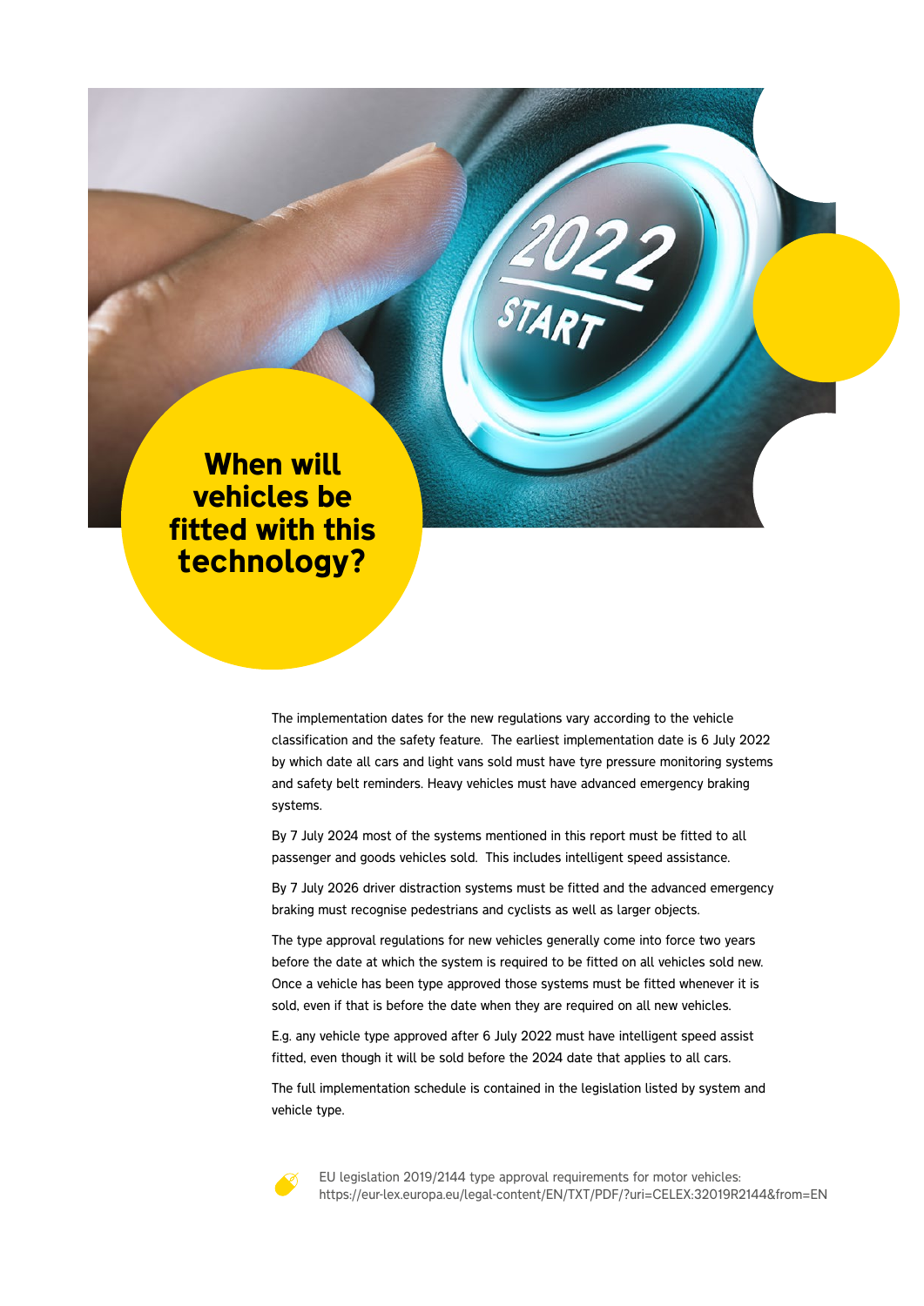# When will vehicles be fitted with this technology?

The implementation dates for the new regulations vary according to the vehicle classification and the safety feature. The earliest implementation date is 6 July 2022 by which date all cars and light vans sold must have tyre pressure monitoring systems and safety belt reminders. Heavy vehicles must have advanced emergency braking systems.

By 7 July 2024 most of the systems mentioned in this report must be fitted to all passenger and goods vehicles sold. This includes intelligent speed assistance.

By 7 July 2026 driver distraction systems must be fitted and the advanced emergency braking must recognise pedestrians and cyclists as well as larger objects.

The type approval regulations for new vehicles generally come into force two years before the date at which the system is required to be fitted on all vehicles sold new. Once a vehicle has been type approved those systems must be fitted whenever it is sold, even if that is before the date when they are required on all new vehicles.

E.g. any vehicle type approved after 6 July 2022 must have intelligent speed assist fitted, even though it will be sold before the 2024 date that applies to all cars.

The full implementation schedule is contained in the legislation listed by system and vehicle type.

EU legislation 2019/2144 type approval requirements for motor vehicles:
https://eur-lex.europa.eu/legal-content/EN/TXT/PDF/?uri=CELEX:32019R2144&from=EN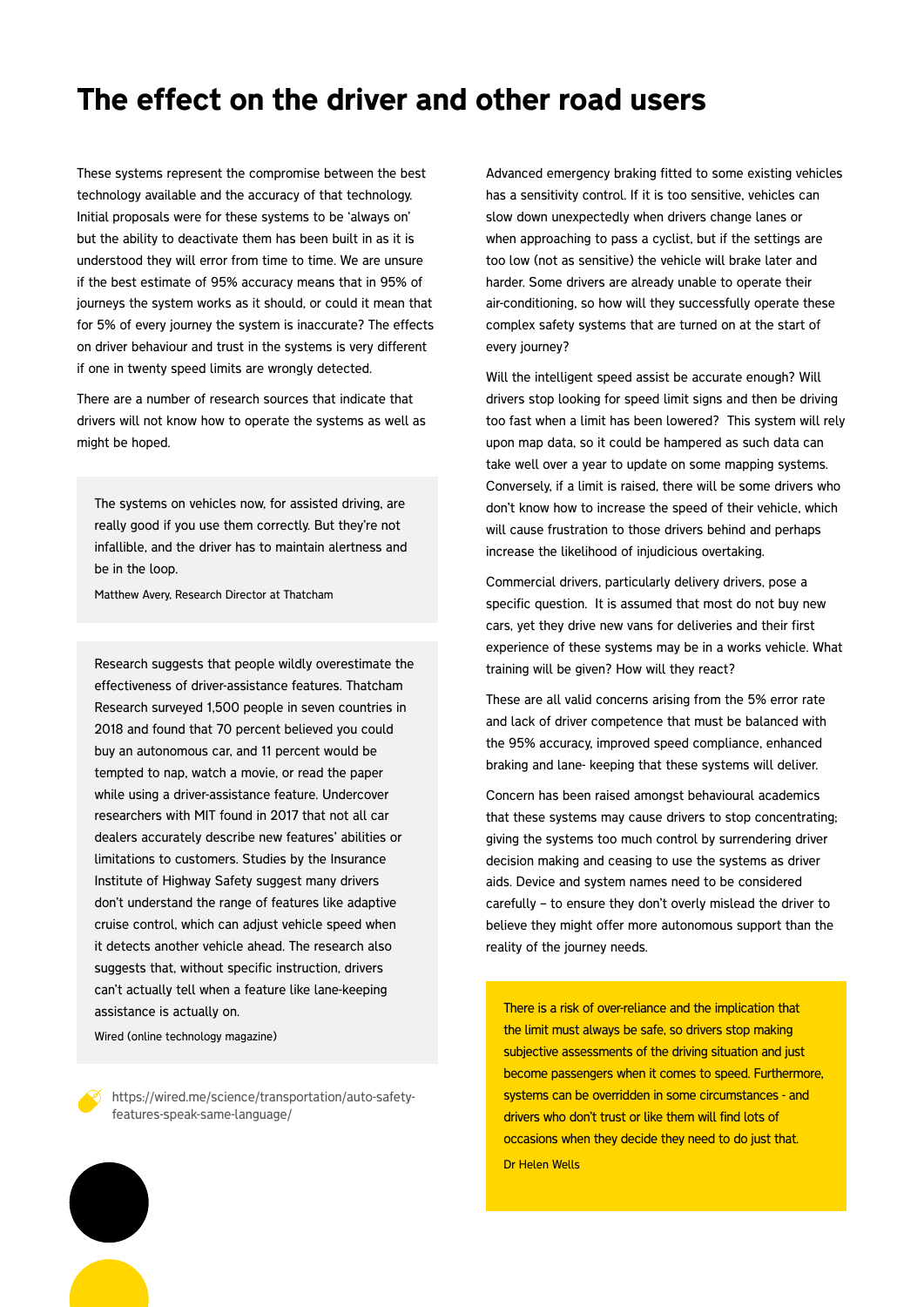# The effect on the driver and other road users

These systems represent the compromise between the best technology available and the accuracy of that technology. Initial proposals were for these systems to be 'always on' but the ability to deactivate them has been built in as it is understood they will error from time to time. We are unsure if the best estimate of 95% accuracy means that in 95% of journeys the system works as it should, or could it mean that for 5% of every journey the system is inaccurate? The effects on driver behaviour and trust in the systems is very different if one in twenty speed limits are wrongly detected.

There are a number of research sources that indicate that drivers will not know how to operate the systems as well as might be hoped.

> The systems on vehicles now, for assisted driving, are really good if you use them correctly. But they're not infallible, and the driver has to maintain alertness and be in the loop.
>
> Matthew Avery, Research Director at Thatcham

> Research suggests that people wildly overestimate the effectiveness of driver-assistance features. Thatcham Research surveyed 1,500 people in seven countries in 2018 and found that 70 percent believed you could buy an autonomous car, and 11 percent would be tempted to nap, watch a movie, or read the paper while using a driver-assistance feature. Undercover researchers with MIT found in 2017 that not all car dealers accurately describe new features' abilities or limitations to customers. Studies by the Insurance Institute of Highway Safety suggest many drivers don't understand the range of features like adaptive cruise control, which can adjust vehicle speed when it detects another vehicle ahead. The research also suggests that, without specific instruction, drivers can't actually tell when a feature like lane-keeping assistance is actually on.
>
> Wired (online technology magazine)

https://wired.me/science/transportation/auto-safety-features-speak-same-language/

Advanced emergency braking fitted to some existing vehicles has a sensitivity control. If it is too sensitive, vehicles can slow down unexpectedly when drivers change lanes or when approaching to pass a cyclist, but if the settings are too low (not as sensitive) the vehicle will brake later and harder. Some drivers are already unable to operate their air-conditioning, so how will they successfully operate these complex safety systems that are turned on at the start of every journey?

Will the intelligent speed assist be accurate enough? Will drivers stop looking for speed limit signs and then be driving too fast when a limit has been lowered? This system will rely upon map data, so it could be hampered as such data can take well over a year to update on some mapping systems. Conversely, if a limit is raised, there will be some drivers who don't know how to increase the speed of their vehicle, which will cause frustration to those drivers behind and perhaps increase the likelihood of injudicious overtaking.

Commercial drivers, particularly delivery drivers, pose a specific question. It is assumed that most do not buy new cars, yet they drive new vans for deliveries and their first experience of these systems may be in a works vehicle. What training will be given? How will they react?

These are all valid concerns arising from the 5% error rate and lack of driver competence that must be balanced with the 95% accuracy, improved speed compliance, enhanced braking and lane- keeping that these systems will deliver.

Concern has been raised amongst behavioural academics that these systems may cause drivers to stop concentrating; giving the systems too much control by surrendering driver decision making and ceasing to use the systems as driver aids. Device and system names need to be considered carefully – to ensure they don't overly mislead the driver to believe they might offer more autonomous support than the reality of the journey needs.

> There is a risk of over-reliance and the implication that the limit must always be safe, so drivers stop making subjective assessments of the driving situation and just become passengers when it comes to speed. Furthermore, systems can be overridden in some circumstances - and drivers who don't trust or like them will find lots of occasions when they decide they need to do just that.
>
> Dr Helen Wells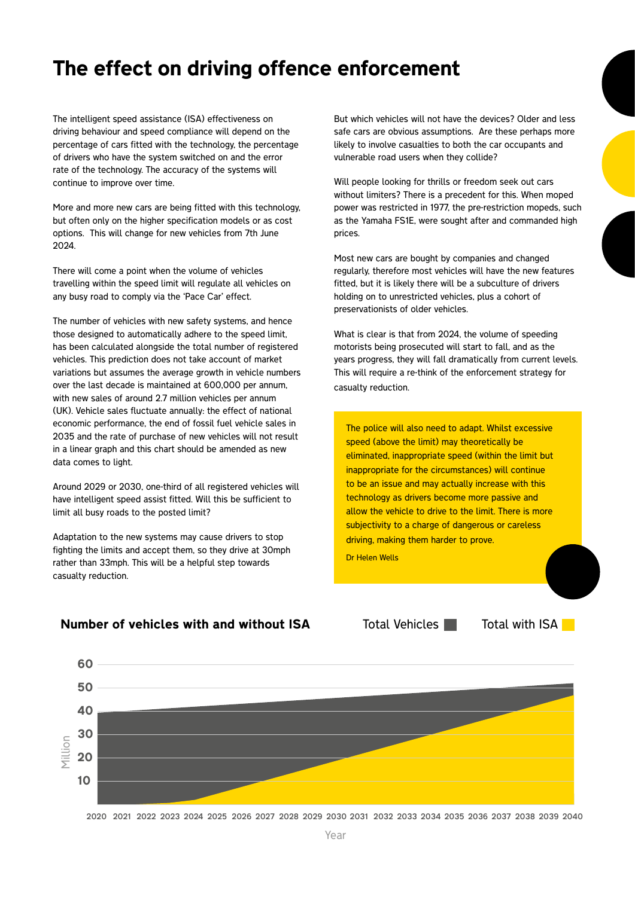# The effect on driving offence enforcement

The intelligent speed assistance (ISA) effectiveness on driving behaviour and speed compliance will depend on the percentage of cars fitted with the technology, the percentage of drivers who have the system switched on and the error rate of the technology. The accuracy of the systems will continue to improve over time.

More and more new cars are being fitted with this technology, but often only on the higher specification models or as cost options. This will change for new vehicles from 7th June 2024.

There will come a point when the volume of vehicles travelling within the speed limit will regulate all vehicles on any busy road to comply via the 'Pace Car' effect.

The number of vehicles with new safety systems, and hence those designed to automatically adhere to the speed limit, has been calculated alongside the total number of registered vehicles. This prediction does not take account of market variations but assumes the average growth in vehicle numbers over the last decade is maintained at 600,000 per annum, with new sales of around 2.7 million vehicles per annum (UK). Vehicle sales fluctuate annually: the effect of national economic performance, the end of fossil fuel vehicle sales in 2035 and the rate of purchase of new vehicles will not result in a linear graph and this chart should be amended as new data comes to light.

Around 2029 or 2030, one-third of all registered vehicles will have intelligent speed assist fitted. Will this be sufficient to limit all busy roads to the posted limit?

Adaptation to the new systems may cause drivers to stop fighting the limits and accept them, so they drive at 30mph rather than 33mph. This will be a helpful step towards casualty reduction.

But which vehicles will not have the devices? Older and less safe cars are obvious assumptions. Are these perhaps more likely to involve casualties to both the car occupants and vulnerable road users when they collide?

Will people looking for thrills or freedom seek out cars without limiters? There is a precedent for this. When moped power was restricted in 1977, the pre-restriction mopeds, such as the Yamaha FS1E, were sought after and commanded high prices.

Most new cars are bought by companies and changed regularly, therefore most vehicles will have the new features fitted, but it is likely there will be a subculture of drivers holding on to unrestricted vehicles, plus a cohort of preservationists of older vehicles.

What is clear is that from 2024, the volume of speeding motorists being prosecuted will start to fall, and as the years progress, they will fall dramatically from current levels. This will require a re-think of the enforcement strategy for casualty reduction.

> The police will also need to adapt. Whilst excessive speed (above the limit) may theoretically be eliminated, inappropriate speed (within the limit but inappropriate for the circumstances) will continue to be an issue and may actually increase with this technology as drivers become more passive and allow the vehicle to drive to the limit. There is more subjectivity to a charge of dangerous or careless driving, making them harder to prove.
>
> Dr Helen Wells

## Number of vehicles with and without ISA

Total Vehicles | Total with ISA

Million: 10, 20, 30, 40, 50, 60

Year: 2020, 2021, 2022, 2023, 2024, 2025, 2026, 2027, 2028, 2029, 2030, 2031, 2032, 2033, 2034, 2035, 2036, 2037, 2038, 2039, 2040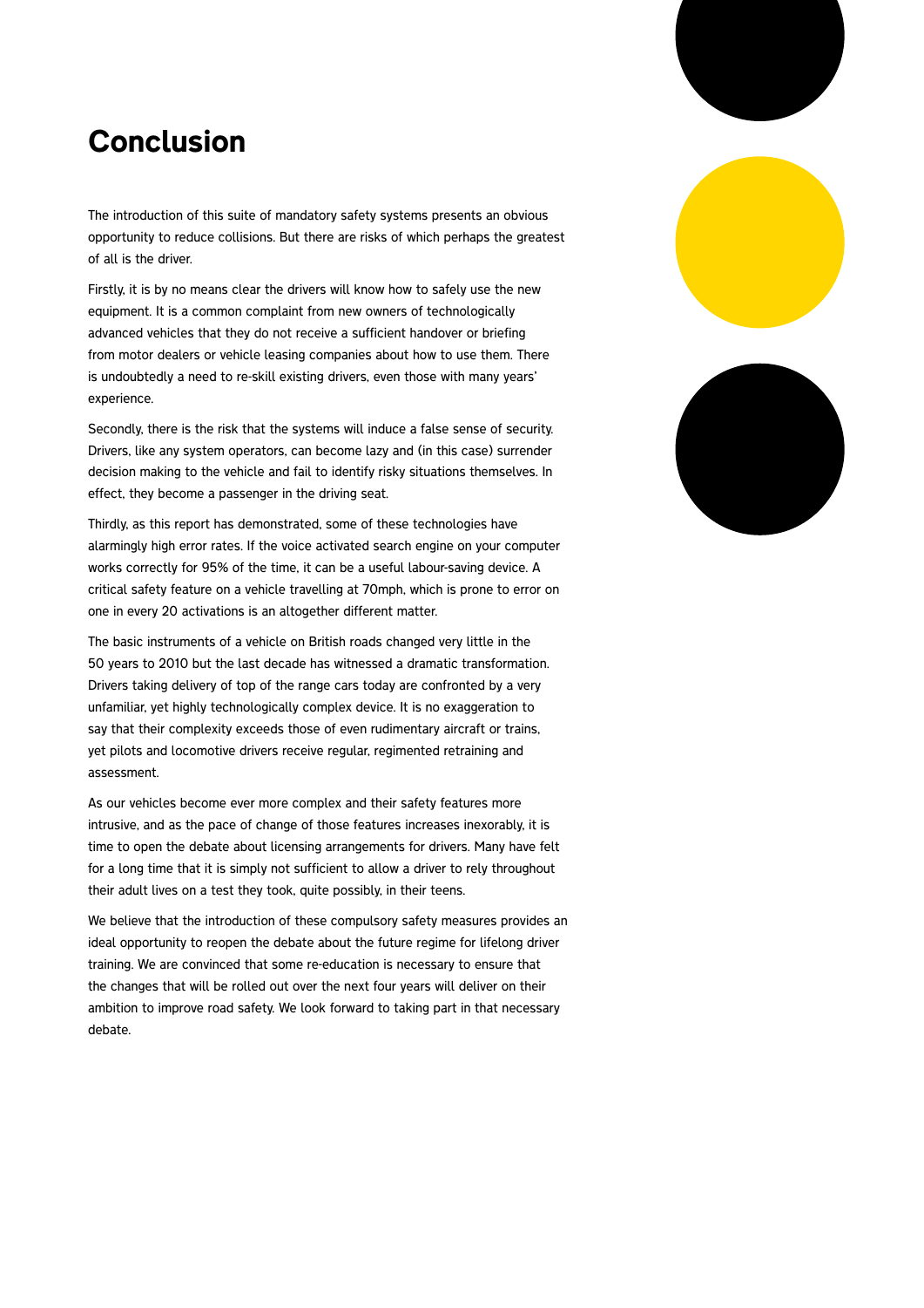# Conclusion

The introduction of this suite of mandatory safety systems presents an obvious opportunity to reduce collisions. But there are risks of which perhaps the greatest of all is the driver.

Firstly, it is by no means clear the drivers will know how to safely use the new equipment. It is a common complaint from new owners of technologically advanced vehicles that they do not receive a sufficient handover or briefing from motor dealers or vehicle leasing companies about how to use them. There is undoubtedly a need to re-skill existing drivers, even those with many years' experience.

Secondly, there is the risk that the systems will induce a false sense of security. Drivers, like any system operators, can become lazy and (in this case) surrender decision making to the vehicle and fail to identify risky situations themselves. In effect, they become a passenger in the driving seat.

Thirdly, as this report has demonstrated, some of these technologies have alarmingly high error rates. If the voice activated search engine on your computer works correctly for 95% of the time, it can be a useful labour-saving device. A critical safety feature on a vehicle travelling at 70mph, which is prone to error on one in every 20 activations is an altogether different matter.

The basic instruments of a vehicle on British roads changed very little in the 50 years to 2010 but the last decade has witnessed a dramatic transformation. Drivers taking delivery of top of the range cars today are confronted by a very unfamiliar, yet highly technologically complex device. It is no exaggeration to say that their complexity exceeds those of even rudimentary aircraft or trains, yet pilots and locomotive drivers receive regular, regimented retraining and assessment.

As our vehicles become ever more complex and their safety features more intrusive, and as the pace of change of those features increases inexorably, it is time to open the debate about licensing arrangements for drivers. Many have felt for a long time that it is simply not sufficient to allow a driver to rely throughout their adult lives on a test they took, quite possibly, in their teens.

We believe that the introduction of these compulsory safety measures provides an ideal opportunity to reopen the debate about the future regime for lifelong driver training. We are convinced that some re-education is necessary to ensure that the changes that will be rolled out over the next four years will deliver on their ambition to improve road safety. We look forward to taking part in that necessary debate.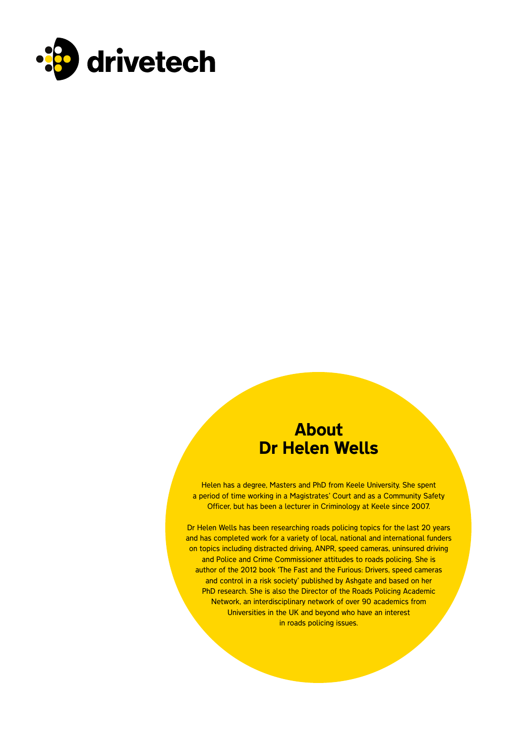# About Dr Helen Wells

Helen has a degree, Masters and PhD from Keele University. She spent a period of time working in a Magistrates' Court and as a Community Safety Officer, but has been a lecturer in Criminology at Keele since 2007.

Dr Helen Wells has been researching roads policing topics for the last 20 years and has completed work for a variety of local, national and international funders on topics including distracted driving, ANPR, speed cameras, uninsured driving and Police and Crime Commissioner attitudes to roads policing. She is author of the 2012 book 'The Fast and the Furious: Drivers, speed cameras and control in a risk society' published by Ashgate and based on her PhD research. She is also the Director of the Roads Policing Academic Network, an interdisciplinary network of over 90 academics from Universities in the UK and beyond who have an interest in roads policing issues.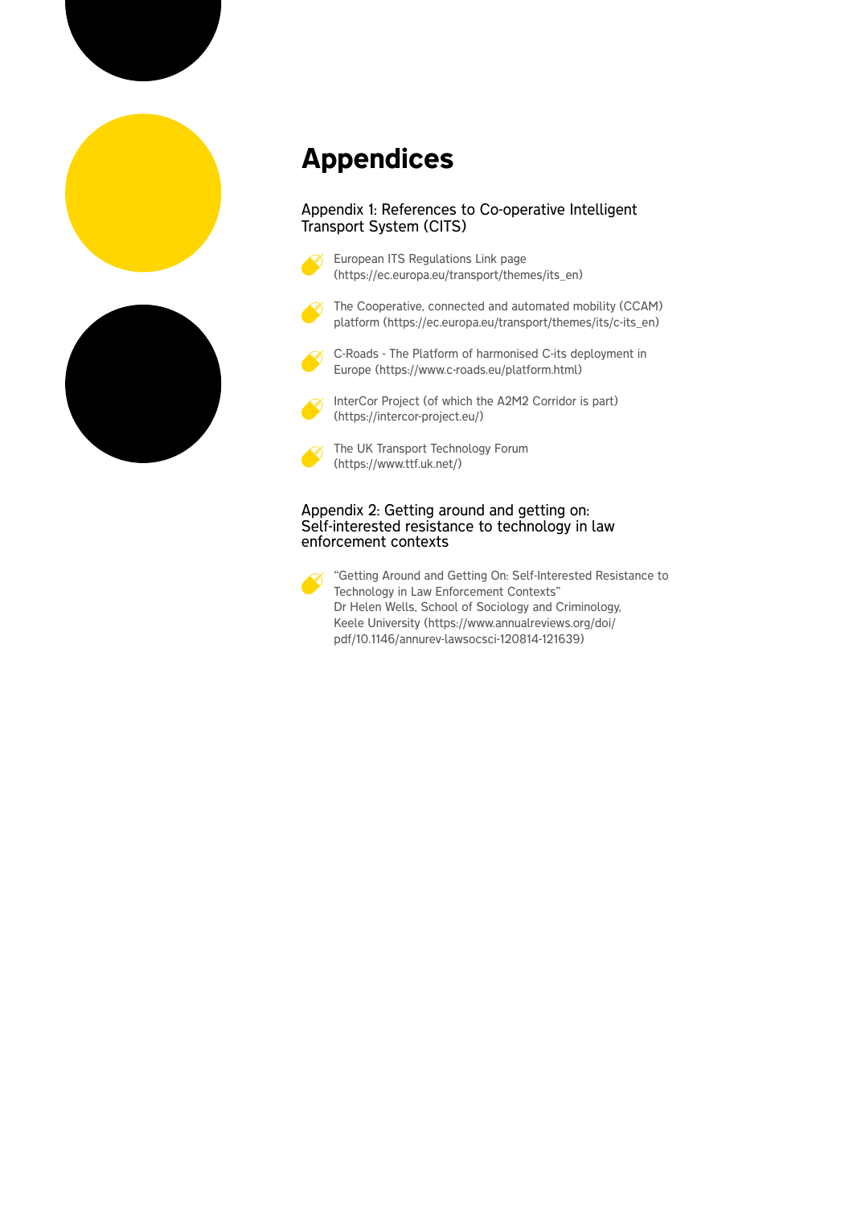# Appendices

## Appendix 1: References to Co-operative Intelligent Transport System (CITS)

- European ITS Regulations Link page (https://ec.europa.eu/transport/themes/its_en)
- The Cooperative, connected and automated mobility (CCAM) platform (https://ec.europa.eu/transport/themes/its/c-its_en)
- C-Roads - The Platform of harmonised C-its deployment in Europe (https://www.c-roads.eu/platform.html)
- InterCor Project (of which the A2M2 Corridor is part) (https://intercor-project.eu/)
- The UK Transport Technology Forum (https://www.ttf.uk.net/)

## Appendix 2: Getting around and getting on: Self-interested resistance to technology in law enforcement contexts

- "Getting Around and Getting On: Self-Interested Resistance to Technology in Law Enforcement Contexts"
  Dr Helen Wells, School of Sociology and Criminology, Keele University (https://www.annualreviews.org/doi/pdf/10.1146/annurev-lawsocsci-120814-121639)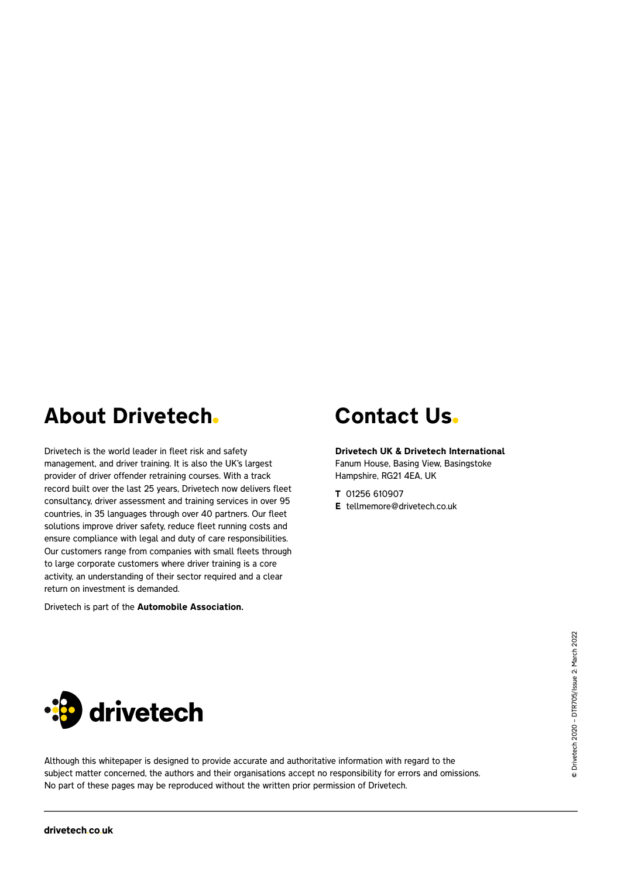## About Drivetech.

Drivetech is the world leader in fleet risk and safety management, and driver training. It is also the UK's largest provider of driver offender retraining courses. With a track record built over the last 25 years, Drivetech now delivers fleet consultancy, driver assessment and training services in over 95 countries, in 35 languages through over 40 partners. Our fleet solutions improve driver safety, reduce fleet running costs and ensure compliance with legal and duty of care responsibilities. Our customers range from companies with small fleets through to large corporate customers where driver training is a core activity, an understanding of their sector required and a clear return on investment is demanded.

Drivetech is part of the **Automobile Association.**

## Contact Us.

**Drivetech UK & Drivetech International**
Fanum House, Basing View, Basingstoke
Hampshire, RG21 4EA, UK

**T** 01256 610907
**E** tellmemore@drivetech.co.uk

drivetech

Although this whitepaper is designed to provide accurate and authoritative information with regard to the subject matter concerned, the authors and their organisations accept no responsibility for errors and omissions. No part of these pages may be reproduced without the written prior permission of Drivetech.

© Drivetech 2020 – DTR705/Issue 2: March 2022

**drivetech.co.uk**